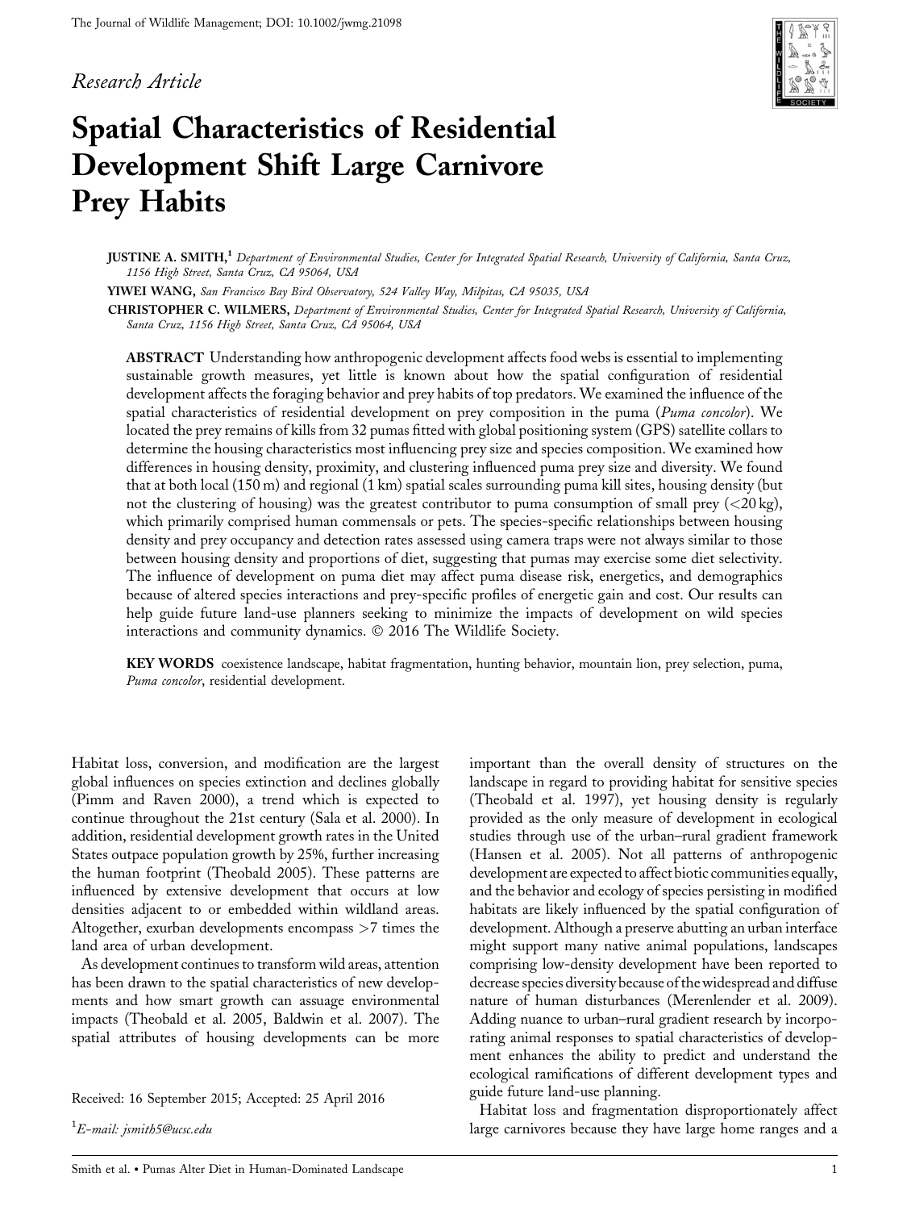*Research Article*

# Spatial Characteristics of Residential Development Shift Large Carnivore Prey Habits

**JUSTINE A. SMITH,**[1] *Department of Environmental Studies, Center for Integrated Spatial Research, University of California, Santa Cruz, 1156 High Street, Santa Cruz, CA 95064, USA*

**YIWEI WANG,** *San Francisco Bay Bird Observatory, 524 Valley Way, Milpitas, CA 95035, USA*

**CHRISTOPHER C. WILMERS,** *Department of Environmental Studies, Center for Integrated Spatial Research, University of California, Santa Cruz, 1156 High Street, Santa Cruz, CA 95064, USA*

**ABSTRACT** Understanding how anthropogenic development affects food webs is essential to implementing sustainable growth measures, yet little is known about how the spatial configuration of residential development affects the foraging behavior and prey habits of top predators. We examined the influence of the spatial characteristics of residential development on prey composition in the puma (*Puma concolor*). We located the prey remains of kills from 32 pumas fitted with global positioning system (GPS) satellite collars to determine the housing characteristics most influencing prey size and species composition. We examined how differences in housing density, proximity, and clustering influenced puma prey size and diversity. We found that at both local (150 m) and regional (1 km) spatial scales surrounding puma kill sites, housing density (but not the clustering of housing) was the greatest contributor to puma consumption of small prey (<20 kg), which primarily comprised human commensals or pets. The species-specific relationships between housing density and prey occupancy and detection rates assessed using camera traps were not always similar to those between housing density and proportions of diet, suggesting that pumas may exercise some diet selectivity. The influence of development on puma diet may affect puma disease risk, energetics, and demographics because of altered species interactions and prey-specific profiles of energetic gain and cost. Our results can help guide future land-use planners seeking to minimize the impacts of development on wild species interactions and community dynamics. © 2016 The Wildlife Society.

**KEY WORDS** coexistence landscape, habitat fragmentation, hunting behavior, mountain lion, prey selection, puma, *Puma concolor*, residential development.

Habitat loss, conversion, and modification are the largest global influences on species extinction and declines globally (Pimm and Raven 2000), a trend which is expected to continue throughout the 21st century (Sala et al. 2000). In addition, residential development growth rates in the United States outpace population growth by 25%, further increasing the human footprint (Theobald 2005). These patterns are influenced by extensive development that occurs at low densities adjacent to or embedded within wildland areas. Altogether, exurban developments encompass >7 times the land area of urban development.

As development continues to transform wild areas, attention has been drawn to the spatial characteristics of new developments and how smart growth can assuage environmental impacts (Theobald et al. 2005, Baldwin et al. 2007). The spatial attributes of housing developments can be more important than the overall density of structures on the landscape in regard to providing habitat for sensitive species (Theobald et al. 1997), yet housing density is regularly provided as the only measure of development in ecological studies through use of the urban–rural gradient framework (Hansen et al. 2005). Not all patterns of anthropogenic development are expected to affect biotic communities equally, and the behavior and ecology of species persisting in modified habitats are likely influenced by the spatial configuration of development. Although a preserve abutting an urban interface might support many native animal populations, landscapes comprising low-density development have been reported to decrease species diversity because of the widespread and diffuse nature of human disturbances (Merenlender et al. 2009). Adding nuance to urban–rural gradient research by incorporating animal responses to spatial characteristics of development enhances the ability to predict and understand the ecological ramifications of different development types and guide future land-use planning.

Habitat loss and fragmentation disproportionately affect large carnivores because they have large home ranges and a

Received: 16 September 2015; Accepted: 25 April 2016

[1] *E-mail: jsmith5@ucsc.edu*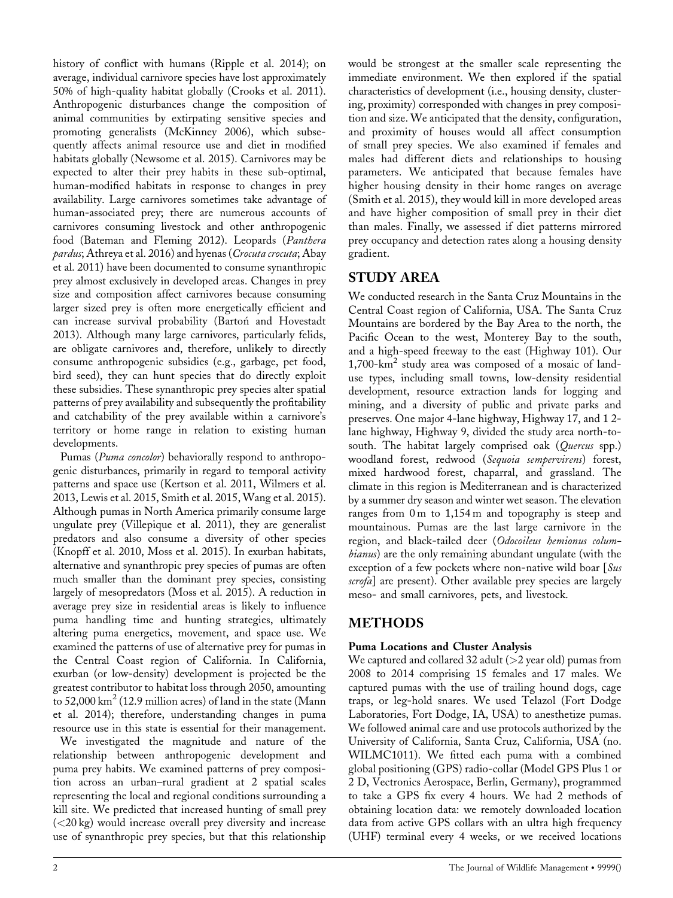history of conflict with humans (Ripple et al. 2014); on average, individual carnivore species have lost approximately 50% of high-quality habitat globally (Crooks et al. 2011). Anthropogenic disturbances change the composition of animal communities by extirpating sensitive species and promoting generalists (McKinney 2006), which subsequently affects animal resource use and diet in modified habitats globally (Newsome et al. 2015). Carnivores may be expected to alter their prey habits in these sub-optimal, human-modified habitats in response to changes in prey availability. Large carnivores sometimes take advantage of human-associated prey; there are numerous accounts of carnivores consuming livestock and other anthropogenic food (Bateman and Fleming 2012). Leopards (*Panthera pardus*; Athreya et al. 2016) and hyenas (*Crocuta crocuta*; Abay et al. 2011) have been documented to consume synanthropic prey almost exclusively in developed areas. Changes in prey size and composition affect carnivores because consuming larger sized prey is often more energetically efficient and can increase survival probability (Bartoń and Hovestadt 2013). Although many large carnivores, particularly felids, are obligate carnivores and, therefore, unlikely to directly consume anthropogenic subsidies (e.g., garbage, pet food, bird seed), they can hunt species that do directly exploit these subsidies. These synanthropic prey species alter spatial patterns of prey availability and subsequently the profitability and catchability of the prey available within a carnivore's territory or home range in relation to existing human developments.

Pumas (*Puma concolor*) behaviorally respond to anthropogenic disturbances, primarily in regard to temporal activity patterns and space use (Kertson et al. 2011, Wilmers et al. 2013, Lewis et al. 2015, Smith et al. 2015, Wang et al. 2015). Although pumas in North America primarily consume large ungulate prey (Villepique et al. 2011), they are generalist predators and also consume a diversity of other species (Knopff et al. 2010, Moss et al. 2015). In exurban habitats, alternative and synanthropic prey species of pumas are often much smaller than the dominant prey species, consisting largely of mesopredators (Moss et al. 2015). A reduction in average prey size in residential areas is likely to influence puma handling time and hunting strategies, ultimately altering puma energetics, movement, and space use. We examined the patterns of use of alternative prey for pumas in the Central Coast region of California. In California, exurban (or low-density) development is projected be the greatest contributor to habitat loss through 2050, amounting to 52,000 km$^2$ (12.9 million acres) of land in the state (Mann et al. 2014); therefore, understanding changes in puma resource use in this state is essential for their management.

We investigated the magnitude and nature of the relationship between anthropogenic development and puma prey habits. We examined patterns of prey composition across an urban–rural gradient at 2 spatial scales representing the local and regional conditions surrounding a kill site. We predicted that increased hunting of small prey (<20 kg) would increase overall prey diversity and increase use of synanthropic prey species, but that this relationship would be strongest at the smaller scale representing the immediate environment. We then explored if the spatial characteristics of development (i.e., housing density, clustering, proximity) corresponded with changes in prey composition and size. We anticipated that the density, configuration, and proximity of houses would all affect consumption of small prey species. We also examined if females and males had different diets and relationships to housing parameters. We anticipated that because females have higher housing density in their home ranges on average (Smith et al. 2015), they would kill in more developed areas and have higher composition of small prey in their diet than males. Finally, we assessed if diet patterns mirrored prey occupancy and detection rates along a housing density gradient.

## STUDY AREA

We conducted research in the Santa Cruz Mountains in the Central Coast region of California, USA. The Santa Cruz Mountains are bordered by the Bay Area to the north, the Pacific Ocean to the west, Monterey Bay to the south, and a high-speed freeway to the east (Highway 101). Our 1,700-km$^2$ study area was composed of a mosaic of land-use types, including small towns, low-density residential development, resource extraction lands for logging and mining, and a diversity of public and private parks and preserves. One major 4-lane highway, Highway 17, and 1 2-lane highway, Highway 9, divided the study area north-to-south. The habitat largely comprised oak (*Quercus* spp.) woodland forest, redwood (*Sequoia sempervirens*) forest, mixed hardwood forest, chaparral, and grassland. The climate in this region is Mediterranean and is characterized by a summer dry season and winter wet season. The elevation ranges from 0 m to 1,154 m and topography is steep and mountainous. Pumas are the last large carnivore in the region, and black-tailed deer (*Odocoileus hemionus columbianus*) are the only remaining abundant ungulate (with the exception of a few pockets where non-native wild boar [*Sus scrofa*] are present). Other available prey species are largely meso- and small carnivores, pets, and livestock.

## METHODS

### Puma Locations and Cluster Analysis

We captured and collared 32 adult (>2 year old) pumas from 2008 to 2014 comprising 15 females and 17 males. We captured pumas with the use of trailing hound dogs, cage traps, or leg-hold snares. We used Telazol (Fort Dodge Laboratories, Fort Dodge, IA, USA) to anesthetize pumas. We followed animal care and use protocols authorized by the University of California, Santa Cruz, California, USA (no. WILMC1011). We fitted each puma with a combined global positioning (GPS) radio-collar (Model GPS Plus 1 or 2 D, Vectronics Aerospace, Berlin, Germany), programmed to take a GPS fix every 4 hours. We had 2 methods of obtaining location data: we remotely downloaded location data from active GPS collars with an ultra high frequency (UHF) terminal every 4 weeks, or we received locations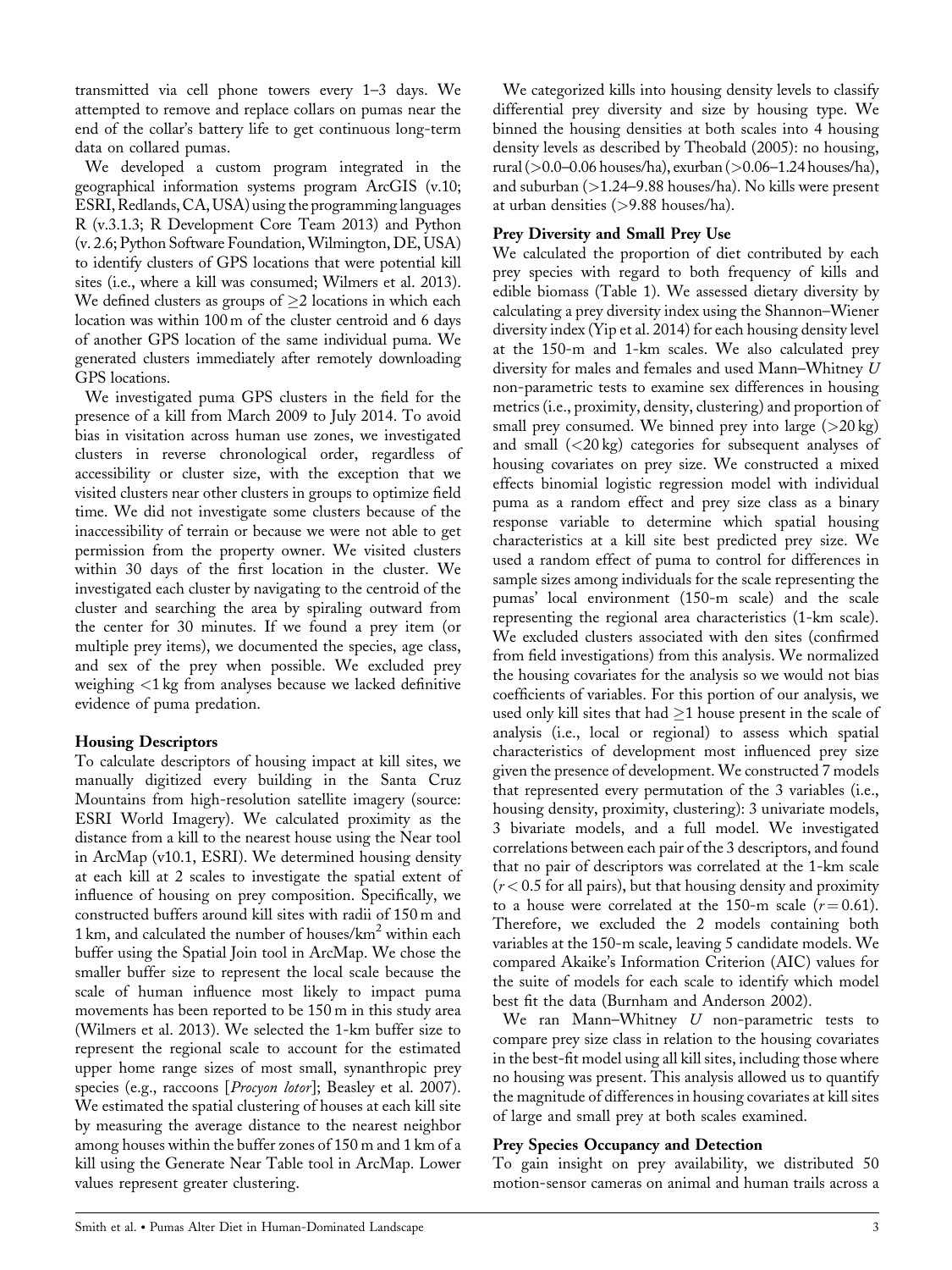transmitted via cell phone towers every 1–3 days. We attempted to remove and replace collars on pumas near the end of the collar's battery life to get continuous long-term data on collared pumas.

We developed a custom program integrated in the geographical information systems program ArcGIS (v.10; ESRI, Redlands, CA, USA) using the programming languages R (v.3.1.3; R Development Core Team 2013) and Python (v. 2.6; Python Software Foundation, Wilmington, DE, USA) to identify clusters of GPS locations that were potential kill sites (i.e., where a kill was consumed; Wilmers et al. 2013). We defined clusters as groups of $\geq$2 locations in which each location was within 100 m of the cluster centroid and 6 days of another GPS location of the same individual puma. We generated clusters immediately after remotely downloading GPS locations.

We investigated puma GPS clusters in the field for the presence of a kill from March 2009 to July 2014. To avoid bias in visitation across human use zones, we investigated clusters in reverse chronological order, regardless of accessibility or cluster size, with the exception that we visited clusters near other clusters in groups to optimize field time. We did not investigate some clusters because of the inaccessibility of terrain or because we were not able to get permission from the property owner. We visited clusters within 30 days of the first location in the cluster. We investigated each cluster by navigating to the centroid of the cluster and searching the area by spiraling outward from the center for 30 minutes. If we found a prey item (or multiple prey items), we documented the species, age class, and sex of the prey when possible. We excluded prey weighing <1 kg from analyses because we lacked definitive evidence of puma predation.

### Housing Descriptors

To calculate descriptors of housing impact at kill sites, we manually digitized every building in the Santa Cruz Mountains from high-resolution satellite imagery (source: ESRI World Imagery). We calculated proximity as the distance from a kill to the nearest house using the Near tool in ArcMap (v10.1, ESRI). We determined housing density at each kill at 2 scales to investigate the spatial extent of influence of housing on prey composition. Specifically, we constructed buffers around kill sites with radii of 150 m and 1 km, and calculated the number of houses/km$^2$ within each buffer using the Spatial Join tool in ArcMap. We chose the smaller buffer size to represent the local scale because the scale of human influence most likely to impact puma movements has been reported to be 150 m in this study area (Wilmers et al. 2013). We selected the 1-km buffer size to represent the regional scale to account for the estimated upper home range sizes of most small, synanthropic prey species (e.g., raccoons [*Procyon lotor*]; Beasley et al. 2007). We estimated the spatial clustering of houses at each kill site by measuring the average distance to the nearest neighbor among houses within the buffer zones of 150 m and 1 km of a kill using the Generate Near Table tool in ArcMap. Lower values represent greater clustering.

We categorized kills into housing density levels to classify differential prey diversity and size by housing type. We binned the housing densities at both scales into 4 housing density levels as described by Theobald (2005): no housing, rural (>0.0–0.06 houses/ha), exurban (>0.06–1.24 houses/ha), and suburban (>1.24–9.88 houses/ha). No kills were present at urban densities (>9.88 houses/ha).

### Prey Diversity and Small Prey Use

We calculated the proportion of diet contributed by each prey species with regard to both frequency of kills and edible biomass (Table 1). We assessed dietary diversity by calculating a prey diversity index using the Shannon–Wiener diversity index (Yip et al. 2014) for each housing density level at the 150-m and 1-km scales. We also calculated prey diversity for males and females and used Mann–Whitney $U$ non-parametric tests to examine sex differences in housing metrics (i.e., proximity, density, clustering) and proportion of small prey consumed. We binned prey into large (>20 kg) and small (<20 kg) categories for subsequent analyses of housing covariates on prey size. We constructed a mixed effects binomial logistic regression model with individual puma as a random effect and prey size class as a binary response variable to determine which spatial housing characteristics at a kill site best predicted prey size. We used a random effect of puma to control for differences in sample sizes among individuals for the scale representing the pumas' local environment (150-m scale) and the scale representing the regional area characteristics (1-km scale). We excluded clusters associated with den sites (confirmed from field investigations) from this analysis. We normalized the housing covariates for the analysis so we would not bias coefficients of variables. For this portion of our analysis, we used only kill sites that had $\geq$1 house present in the scale of analysis (i.e., local or regional) to assess which spatial characteristics of development most influenced prey size given the presence of development. We constructed 7 models that represented every permutation of the 3 variables (i.e., housing density, proximity, clustering): 3 univariate models, 3 bivariate models, and a full model. We investigated correlations between each pair of the 3 descriptors, and found that no pair of descriptors was correlated at the 1-km scale ($r < 0.5$ for all pairs), but that housing density and proximity to a house were correlated at the 150-m scale ($r = 0.61$). Therefore, we excluded the 2 models containing both variables at the 150-m scale, leaving 5 candidate models. We compared Akaike's Information Criterion (AIC) values for the suite of models for each scale to identify which model best fit the data (Burnham and Anderson 2002).

We ran Mann–Whitney $U$ non-parametric tests to compare prey size class in relation to the housing covariates in the best-fit model using all kill sites, including those where no housing was present. This analysis allowed us to quantify the magnitude of differences in housing covariates at kill sites of large and small prey at both scales examined.

### Prey Species Occupancy and Detection

To gain insight on prey availability, we distributed 50 motion-sensor cameras on animal and human trails across a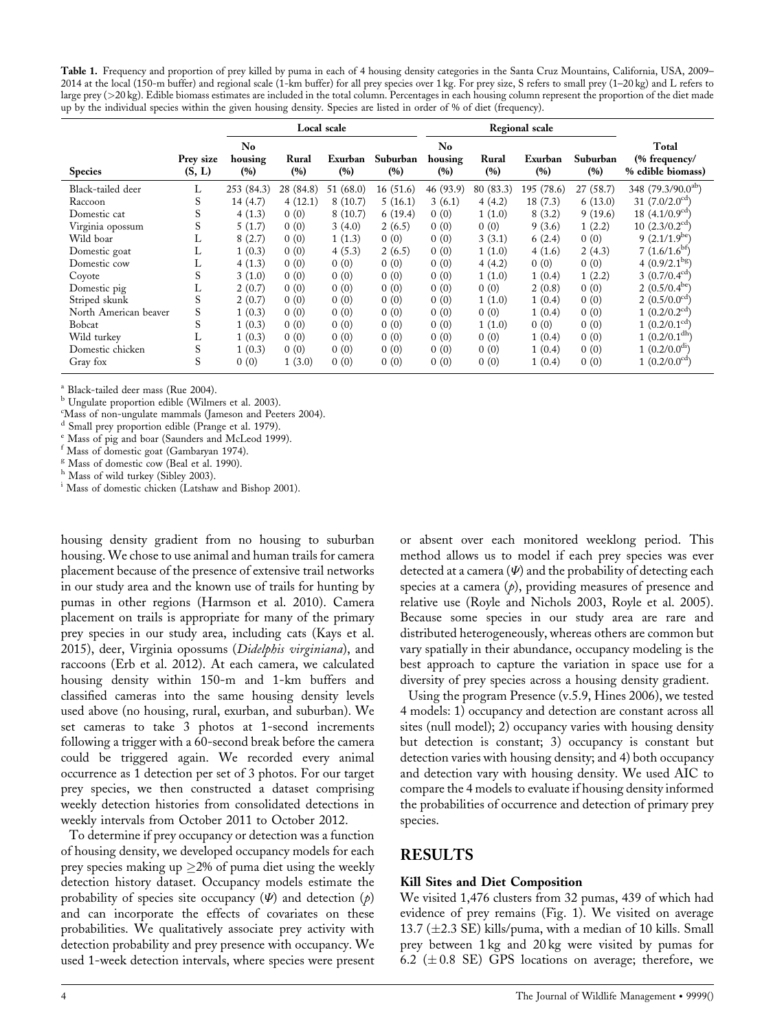**Table 1.** Frequency and proportion of prey killed by puma in each of 4 housing density categories in the Santa Cruz Mountains, California, USA, 2009–2014 at the local (150-m buffer) and regional scale (1-km buffer) for all prey species over 1 kg. For prey size, S refers to small prey (1–20 kg) and L refers to large prey (>20 kg). Edible biomass estimates are included in the total column. Percentages in each housing column represent the proportion of the diet made up by the individual species within the given housing density. Species are listed in order of % of diet (frequency).

| | | Local scale | | | | Regional scale | | | | |
|---|---|---|---|---|---|---|---|---|---|---|
| Species | Prey size (S, L) | No housing (%) | Rural (%) | Exurban (%) | Suburban (%) | No housing (%) | Rural (%) | Exurban (%) | Suburban (%) | Total (% frequency/ % edible biomass) |
| Black-tailed deer | L | 253 (84.3) | 28 (84.8) | 51 (68.0) | 16 (51.6) | 46 (93.9) | 80 (83.3) | 195 (78.6) | 27 (58.7) | 348 (79.3/90.0[ab]) |
| Raccoon | S | 14 (4.7) | 4 (12.1) | 8 (10.7) | 5 (16.1) | 3 (6.1) | 4 (4.2) | 18 (7.3) | 6 (13.0) | 31 (7.0/2.0[cd]) |
| Domestic cat | S | 4 (1.3) | 0 (0) | 8 (10.7) | 6 (19.4) | 0 (0) | 1 (1.0) | 8 (3.2) | 9 (19.6) | 18 (4.1/0.9[cd]) |
| Virginia opossum | S | 5 (1.7) | 0 (0) | 3 (4.0) | 2 (6.5) | 0 (0) | 0 (0) | 9 (3.6) | 1 (2.2) | 10 (2.3/0.2[cd]) |
| Wild boar | L | 8 (2.7) | 0 (0) | 1 (1.3) | 0 (0) | 0 (0) | 3 (3.1) | 6 (2.4) | 0 (0) | 9 (2.1/1.9[be]) |
| Domestic goat | L | 1 (0.3) | 0 (0) | 4 (5.3) | 2 (6.5) | 0 (0) | 1 (1.0) | 4 (1.6) | 2 (4.3) | 7 (1.6/1.6[bf]) |
| Domestic cow | L | 4 (1.3) | 0 (0) | 0 (0) | 0 (0) | 0 (0) | 4 (4.2) | 0 (0) | 0 (0) | 4 (0.9/2.1[bg]) |
| Coyote | S | 3 (1.0) | 0 (0) | 0 (0) | 0 (0) | 0 (0) | 1 (1.0) | 1 (0.4) | 1 (2.2) | 3 (0.7/0.4[cd]) |
| Domestic pig | L | 2 (0.7) | 0 (0) | 0 (0) | 0 (0) | 0 (0) | 0 (0) | 2 (0.8) | 0 (0) | 2 (0.5/0.4[be]) |
| Striped skunk | S | 2 (0.7) | 0 (0) | 0 (0) | 0 (0) | 0 (0) | 1 (1.0) | 1 (0.4) | 0 (0) | 2 (0.5/0.0[cd]) |
| North American beaver | S | 1 (0.3) | 0 (0) | 0 (0) | 0 (0) | 0 (0) | 0 (0) | 1 (0.4) | 0 (0) | 1 (0.2/0.2[cd]) |
| Bobcat | S | 1 (0.3) | 0 (0) | 0 (0) | 0 (0) | 0 (0) | 1 (1.0) | 0 (0) | 0 (0) | 1 (0.2/0.1[cd]) |
| Wild turkey | L | 1 (0.3) | 0 (0) | 0 (0) | 0 (0) | 0 (0) | 0 (0) | 1 (0.4) | 0 (0) | 1 (0.2/0.1[dh]) |
| Domestic chicken | S | 1 (0.3) | 0 (0) | 0 (0) | 0 (0) | 0 (0) | 0 (0) | 1 (0.4) | 0 (0) | 1 (0.2/0.0[di]) |
| Gray fox | S | 0 (0) | 1 (3.0) | 0 (0) | 0 (0) | 0 (0) | 0 (0) | 1 (0.4) | 0 (0) | 1 (0.2/0.0[cd]) |

[a] Black-tailed deer mass (Rue 2004).
[b] Ungulate proportion edible (Wilmers et al. 2003).
[c] Mass of non-ungulate mammals (Jameson and Peeters 2004).
[d] Small prey proportion edible (Prange et al. 1979).
[e] Mass of pig and boar (Saunders and McLeod 1999).
[f] Mass of domestic goat (Gambaryan 1974).
[g] Mass of domestic cow (Beal et al. 1990).
[h] Mass of wild turkey (Sibley 2003).
[i] Mass of domestic chicken (Latshaw and Bishop 2001).

housing density gradient from no housing to suburban housing. We chose to use animal and human trails for camera placement because of the presence of extensive trail networks in our study area and the known use of trails for hunting by pumas in other regions (Harmson et al. 2010). Camera placement on trails is appropriate for many of the primary prey species in our study area, including cats (Kays et al. 2015), deer, Virginia opossums (*Didelphis virginiana*), and raccoons (Erb et al. 2012). At each camera, we calculated housing density within 150-m and 1-km buffers and classified cameras into the same housing density levels used above (no housing, rural, exurban, and suburban). We set cameras to take 3 photos at 1-second increments following a trigger with a 60-second break before the camera could be triggered again. We recorded every animal occurrence as 1 detection per set of 3 photos. For our target prey species, we then constructed a dataset comprising weekly detection histories from consolidated detections in weekly intervals from October 2011 to October 2012.

To determine if prey occupancy or detection was a function of housing density, we developed occupancy models for each prey species making up $\geq$2% of puma diet using the weekly detection history dataset. Occupancy models estimate the probability of species site occupancy ($\Psi$) and detection ($p$) and can incorporate the effects of covariates on these probabilities. We qualitatively associate prey activity with detection probability and prey presence with occupancy. We used 1-week detection intervals, where species were present or absent over each monitored weeklong period. This method allows us to model if each prey species was ever detected at a camera ($\Psi$) and the probability of detecting each species at a camera ($p$), providing measures of presence and relative use (Royle and Nichols 2003, Royle et al. 2005). Because some species in our study area are rare and distributed heterogeneously, whereas others are common but vary spatially in their abundance, occupancy modeling is the best approach to capture the variation in space use for a diversity of prey species across a housing density gradient.

Using the program Presence (v.5.9, Hines 2006), we tested 4 models: 1) occupancy and detection are constant across all sites (null model); 2) occupancy varies with housing density but detection is constant; 3) occupancy is constant but detection varies with housing density; and 4) both occupancy and detection vary with housing density. We used AIC to compare the 4 models to evaluate if housing density informed the probabilities of occurrence and detection of primary prey species.

## RESULTS

### Kill Sites and Diet Composition

We visited 1,476 clusters from 32 pumas, 439 of which had evidence of prey remains (Fig. 1). We visited on average 13.7 ($\pm$2.3 SE) kills/puma, with a median of 10 kills. Small prey between 1 kg and 20 kg were visited by pumas for 6.2 ($\pm$0.8 SE) GPS locations on average; therefore, we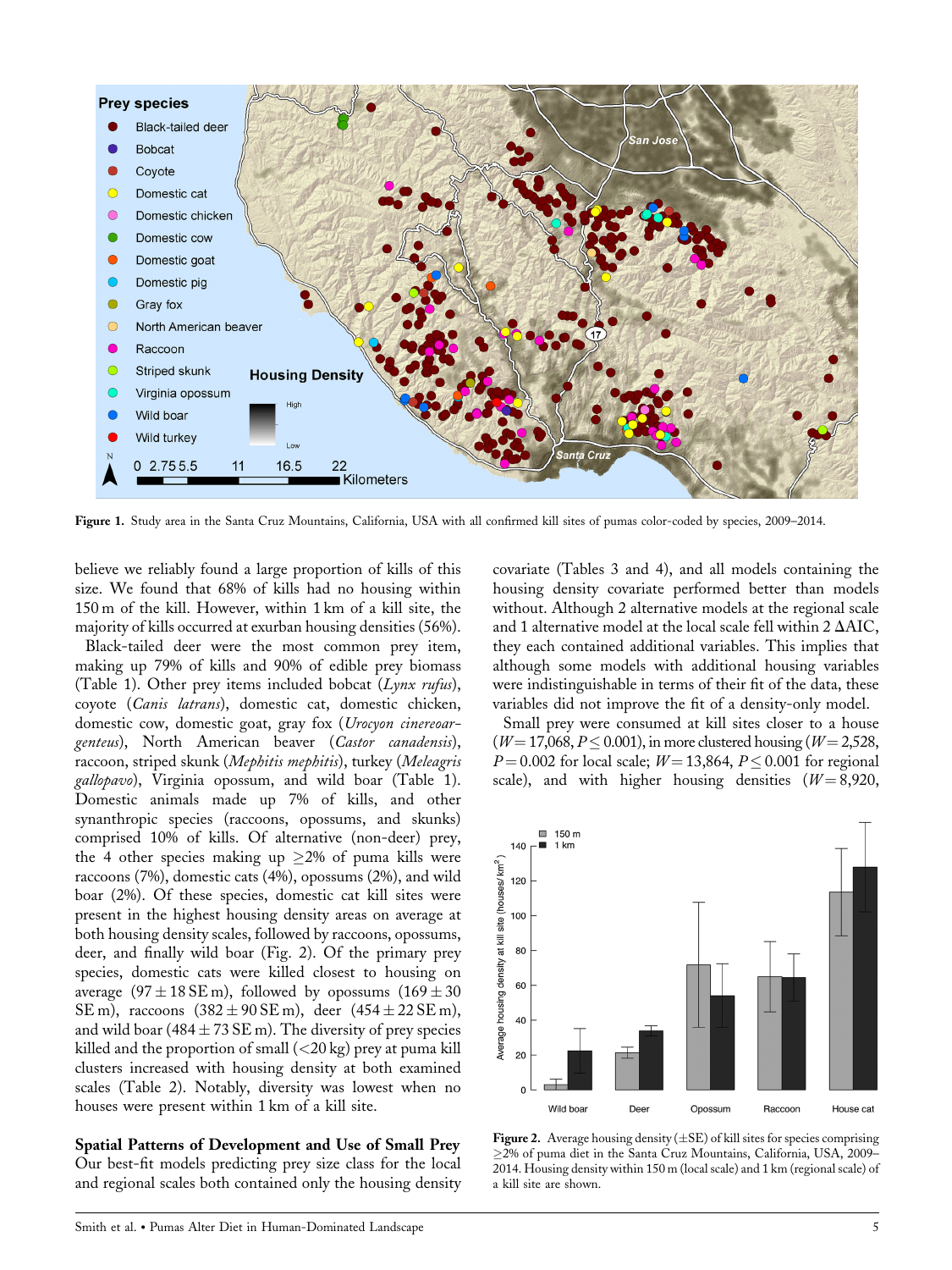Figure 1. Study area in the Santa Cruz Mountains, California, USA with all confirmed kill sites of pumas color-coded by species, 2009–2014.

believe we reliably found a large proportion of kills of this size. We found that 68% of kills had no housing within 150 m of the kill. However, within 1 km of a kill site, the majority of kills occurred at exurban housing densities (56%).

Black-tailed deer were the most common prey item, making up 79% of kills and 90% of edible prey biomass (Table 1). Other prey items included bobcat (*Lynx rufus*), coyote (*Canis latrans*), domestic cat, domestic chicken, domestic cow, domestic goat, gray fox (*Urocyon cinereoargenteus*), North American beaver (*Castor canadensis*), raccoon, striped skunk (*Mephitis mephitis*), turkey (*Meleagris gallopavo*), Virginia opossum, and wild boar (Table 1). Domestic animals made up 7% of kills, and other synanthropic species (raccoons, opossums, and skunks) comprised 10% of kills. Of alternative (non-deer) prey, the 4 other species making up ≥2% of puma kills were raccoons (7%), domestic cats (4%), opossums (2%), and wild boar (2%). Of these species, domestic cat kill sites were present in the highest housing density areas on average at both housing density scales, followed by raccoons, opossums, deer, and finally wild boar (Fig. 2). Of the primary prey species, domestic cats were killed closest to housing on average ($97 \pm 18$ SE m), followed by opossums ($169 \pm 30$ SE m), raccoons ($382 \pm 90$ SE m), deer ($454 \pm 22$ SE m), and wild boar ($484 \pm 73$ SE m). The diversity of prey species killed and the proportion of small (<20 kg) prey at puma kill clusters increased with housing density at both examined scales (Table 2). Notably, diversity was lowest when no houses were present within 1 km of a kill site.

## Spatial Patterns of Development and Use of Small Prey

Our best-fit models predicting prey size class for the local and regional scales both contained only the housing density covariate (Tables 3 and 4), and all models containing the housing density covariate performed better than models without. Although 2 alternative models at the regional scale and 1 alternative model at the local scale fell within 2 ΔAIC, they each contained additional variables. This implies that although some models with additional housing variables were indistinguishable in terms of their fit of the data, these variables did not improve the fit of a density-only model.

Small prey were consumed at kill sites closer to a house ($W = 17{,}068$, $P \leq 0.001$), in more clustered housing ($W = 2{,}528$, $P = 0.002$ for local scale; $W = 13{,}864$, $P \leq 0.001$ for regional scale), and with higher housing densities ($W = 8{,}920$,

Figure 2. Average housing density (±SE) of kill sites for species comprising ≥2% of puma diet in the Santa Cruz Mountains, California, USA, 2009–2014. Housing density within 150 m (local scale) and 1 km (regional scale) of a kill site are shown.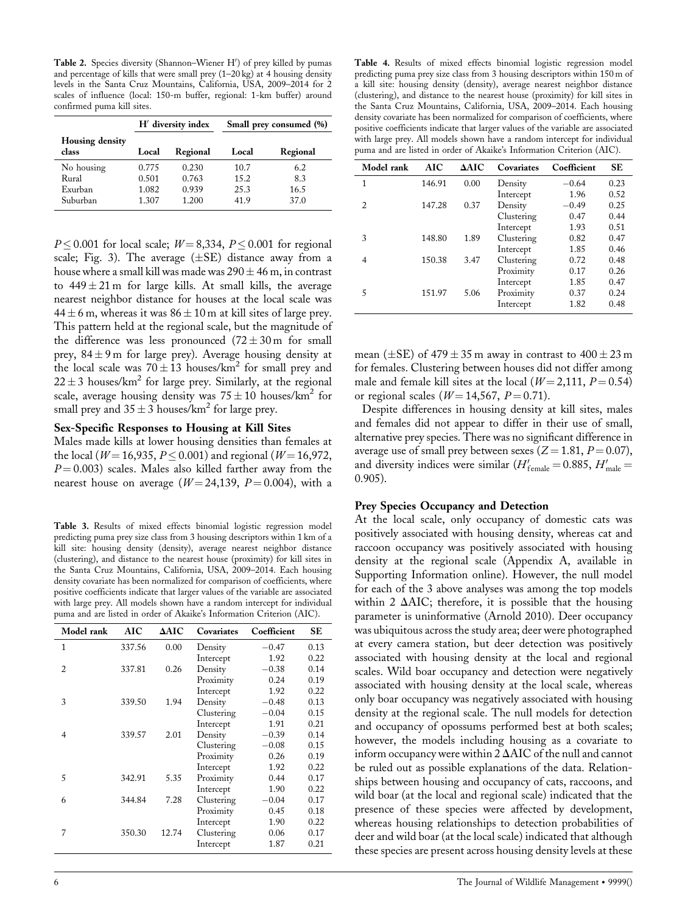**Table 2.** Species diversity (Shannon–Wiener H′) of prey killed by pumas and percentage of kills that were small prey (1–20 kg) at 4 housing density levels in the Santa Cruz Mountains, California, USA, 2009–2014 for 2 scales of influence (local: 150-m buffer, regional: 1-km buffer) around confirmed puma kill sites.

| Housing density class | H′ diversity index | | Small prey consumed (%) | |
|---|---|---|---|---|
| | Local | Regional | Local | Regional |
| No housing | 0.775 | 0.230 | 10.7 | 6.2 |
| Rural | 0.501 | 0.763 | 15.2 | 8.3 |
| Exurban | 1.082 | 0.939 | 25.3 | 16.5 |
| Suburban | 1.307 | 1.200 | 41.9 | 37.0 |

$P \leq 0.001$ for local scale; $W = 8{,}334$, $P \leq 0.001$ for regional scale; Fig. 3). The average (±SE) distance away from a house where a small kill was made was 290 ± 46 m, in contrast to 449 ± 21 m for large kills. At small kills, the average nearest neighbor distance for houses at the local scale was 44 ± 6 m, whereas it was 86 ± 10 m at kill sites of large prey. This pattern held at the regional scale, but the magnitude of the difference was less pronounced (72 ± 30 m for small prey, 84 ± 9 m for large prey). Average housing density at the local scale was 70 ± 13 houses/km$^2$ for small prey and 22 ± 3 houses/km$^2$ for large prey. Similarly, at the regional scale, average housing density was 75 ± 10 houses/km$^2$ for small prey and 35 ± 3 houses/km$^2$ for large prey.

### Sex-Specific Responses to Housing at Kill Sites

Males made kills at lower housing densities than females at the local ($W = 16{,}935$, $P \leq 0.001$) and regional ($W = 16{,}972$, $P = 0.003$) scales. Males also killed farther away from the nearest house on average ($W = 24{,}139$, $P = 0.004$), with a mean (±SE) of 479 ± 35 m away in contrast to 400 ± 23 m for females. Clustering between houses did not differ among male and female kill sites at the local ($W = 2{,}111$, $P = 0.54$) or regional scales ($W = 14{,}567$, $P = 0.71$).

Despite differences in housing density at kill sites, males and females did not appear to differ in their use of small, alternative prey species. There was no significant difference in average use of small prey between sexes ($Z = 1.81$, $P = 0.07$), and diversity indices were similar ($H'_{\text{female}} = 0.885$, $H'_{\text{male}} = 0.905$).

**Table 3.** Results of mixed effects binomial logistic regression model predicting puma prey size class from 3 housing descriptors within 1 km of a kill site: housing density (density), average nearest neighbor distance (clustering), and distance to the nearest house (proximity) for kill sites in the Santa Cruz Mountains, California, USA, 2009–2014. Each housing density covariate has been normalized for comparison of coefficients, where positive coefficients indicate that larger values of the variable are associated with large prey. All models shown have a random intercept for individual puma and are listed in order of Akaike's Information Criterion (AIC).

| Model rank | AIC | ΔAIC | Covariates | Coefficient | SE |
|---|---|---|---|---|---|
| 1 | 337.56 | 0.00 | Density | −0.47 | 0.13 |
| | | | Intercept | 1.92 | 0.22 |
| 2 | 337.81 | 0.26 | Density | −0.38 | 0.14 |
| | | | Proximity | 0.24 | 0.19 |
| | | | Intercept | 1.92 | 0.22 |
| 3 | 339.50 | 1.94 | Density | −0.48 | 0.13 |
| | | | Clustering | −0.04 | 0.15 |
| | | | Intercept | 1.91 | 0.21 |
| 4 | 339.57 | 2.01 | Density | −0.39 | 0.14 |
| | | | Clustering | −0.08 | 0.15 |
| | | | Proximity | 0.26 | 0.19 |
| | | | Intercept | 1.92 | 0.22 |
| 5 | 342.91 | 5.35 | Proximity | 0.44 | 0.17 |
| | | | Intercept | 1.90 | 0.22 |
| 6 | 344.84 | 7.28 | Clustering | −0.04 | 0.17 |
| | | | Proximity | 0.45 | 0.18 |
| | | | Intercept | 1.90 | 0.22 |
| 7 | 350.30 | 12.74 | Clustering | 0.06 | 0.17 |
| | | | Intercept | 1.87 | 0.21 |

**Table 4.** Results of mixed effects binomial logistic regression model predicting puma prey size class from 3 housing descriptors within 150 m of a kill site: housing density (density), average nearest neighbor distance (clustering), and distance to the nearest house (proximity) for kill sites in the Santa Cruz Mountains, California, USA, 2009–2014. Each housing density covariate has been normalized for comparison of coefficients, where positive coefficients indicate that larger values of the variable are associated with large prey. All models shown have a random intercept for individual puma and are listed in order of Akaike's Information Criterion (AIC).

| Model rank | AIC | ΔAIC | Covariates | Coefficient | SE |
|---|---|---|---|---|---|
| 1 | 146.91 | 0.00 | Density | −0.64 | 0.23 |
| | | | Intercept | 1.96 | 0.52 |
| 2 | 147.28 | 0.37 | Density | −0.49 | 0.25 |
| | | | Clustering | 0.47 | 0.44 |
| | | | Intercept | 1.93 | 0.51 |
| 3 | 148.80 | 1.89 | Clustering | 0.82 | 0.47 |
| | | | Intercept | 1.85 | 0.46 |
| 4 | 150.38 | 3.47 | Clustering | 0.72 | 0.48 |
| | | | Proximity | 0.17 | 0.26 |
| | | | Intercept | 1.85 | 0.47 |
| 5 | 151.97 | 5.06 | Proximity | 0.37 | 0.24 |
| | | | Intercept | 1.82 | 0.48 |

### Prey Species Occupancy and Detection

At the local scale, only occupancy of domestic cats was positively associated with housing density, whereas cat and raccoon occupancy was positively associated with housing density at the regional scale (Appendix A, available in Supporting Information online). However, the null model for each of the 3 above analyses was among the top models within 2 ΔAIC; therefore, it is possible that the housing parameter is uninformative (Arnold 2010). Deer occupancy was ubiquitous across the study area; deer were photographed at every camera station, but deer detection was positively associated with housing density at the local and regional scales. Wild boar occupancy and detection were negatively associated with housing density at the local scale, whereas only boar occupancy was negatively associated with housing density at the regional scale. The null models for detection and occupancy of opossums performed best at both scales; however, the models including housing as a covariate to inform occupancy were within 2 ΔAIC of the null and cannot be ruled out as possible explanations of the data. Relationships between housing and occupancy of cats, raccoons, and wild boar (at the local and regional scale) indicated that the presence of these species were affected by development, whereas housing relationships to detection probabilities of deer and wild boar (at the local scale) indicated that although these species are present across housing density levels at these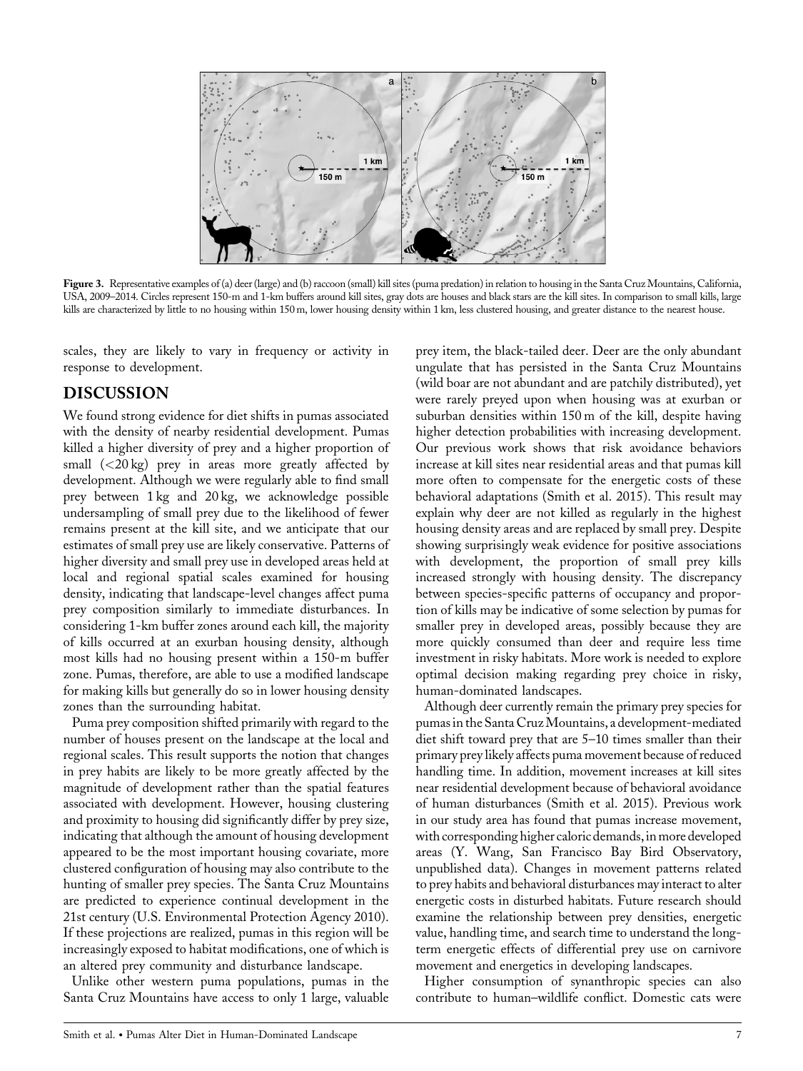a

1 km

150 m

b

1 km

150 m

Figure 3. Representative examples of (a) deer (large) and (b) raccoon (small) kill sites (puma predation) in relation to housing in the Santa Cruz Mountains, California, USA, 2009–2014. Circles represent 150-m and 1-km buffers around kill sites, gray dots are houses and black stars are the kill sites. In comparison to small kills, large kills are characterized by little to no housing within 150 m, lower housing density within 1 km, less clustered housing, and greater distance to the nearest house.

scales, they are likely to vary in frequency or activity in response to development.

## DISCUSSION

We found strong evidence for diet shifts in pumas associated with the density of nearby residential development. Pumas killed a higher diversity of prey and a higher proportion of small (<20 kg) prey in areas more greatly affected by development. Although we were regularly able to find small prey between 1 kg and 20 kg, we acknowledge possible undersampling of small prey due to the likelihood of fewer remains present at the kill site, and we anticipate that our estimates of small prey use are likely conservative. Patterns of higher diversity and small prey use in developed areas held at local and regional spatial scales examined for housing density, indicating that landscape-level changes affect puma prey composition similarly to immediate disturbances. In considering 1-km buffer zones around each kill, the majority of kills occurred at an exurban housing density, although most kills had no housing present within a 150-m buffer zone. Pumas, therefore, are able to use a modified landscape for making kills but generally do so in lower housing density zones than the surrounding habitat.

Puma prey composition shifted primarily with regard to the number of houses present on the landscape at the local and regional scales. This result supports the notion that changes in prey habits are likely to be more greatly affected by the magnitude of development rather than the spatial features associated with development. However, housing clustering and proximity to housing did significantly differ by prey size, indicating that although the amount of housing development appeared to be the most important housing covariate, more clustered configuration of housing may also contribute to the hunting of smaller prey species. The Santa Cruz Mountains are predicted to experience continual development in the 21st century (U.S. Environmental Protection Agency 2010). If these projections are realized, pumas in this region will be increasingly exposed to habitat modifications, one of which is an altered prey community and disturbance landscape.

Unlike other western puma populations, pumas in the Santa Cruz Mountains have access to only 1 large, valuable prey item, the black-tailed deer. Deer are the only abundant ungulate that has persisted in the Santa Cruz Mountains (wild boar are not abundant and are patchily distributed), yet were rarely preyed upon when housing was at exurban or suburban densities within 150 m of the kill, despite having higher detection probabilities with increasing development. Our previous work shows that risk avoidance behaviors increase at kill sites near residential areas and that pumas kill more often to compensate for the energetic costs of these behavioral adaptations (Smith et al. 2015). This result may explain why deer are not killed as regularly in the highest housing density areas and are replaced by small prey. Despite showing surprisingly weak evidence for positive associations with development, the proportion of small prey kills increased strongly with housing density. The discrepancy between species-specific patterns of occupancy and proportion of kills may be indicative of some selection by pumas for smaller prey in developed areas, possibly because they are more quickly consumed than deer and require less time investment in risky habitats. More work is needed to explore optimal decision making regarding prey choice in risky, human-dominated landscapes.

Although deer currently remain the primary prey species for pumas in the Santa Cruz Mountains, a development-mediated diet shift toward prey that are 5–10 times smaller than their primary prey likely affects puma movement because of reduced handling time. In addition, movement increases at kill sites near residential development because of behavioral avoidance of human disturbances (Smith et al. 2015). Previous work in our study area has found that pumas increase movement, with corresponding higher caloric demands, in more developed areas (Y. Wang, San Francisco Bay Bird Observatory, unpublished data). Changes in movement patterns related to prey habits and behavioral disturbances may interact to alter energetic costs in disturbed habitats. Future research should examine the relationship between prey densities, energetic value, handling time, and search time to understand the long-term energetic effects of differential prey use on carnivore movement and energetics in developing landscapes.

Higher consumption of synanthropic species can also contribute to human–wildlife conflict. Domestic cats were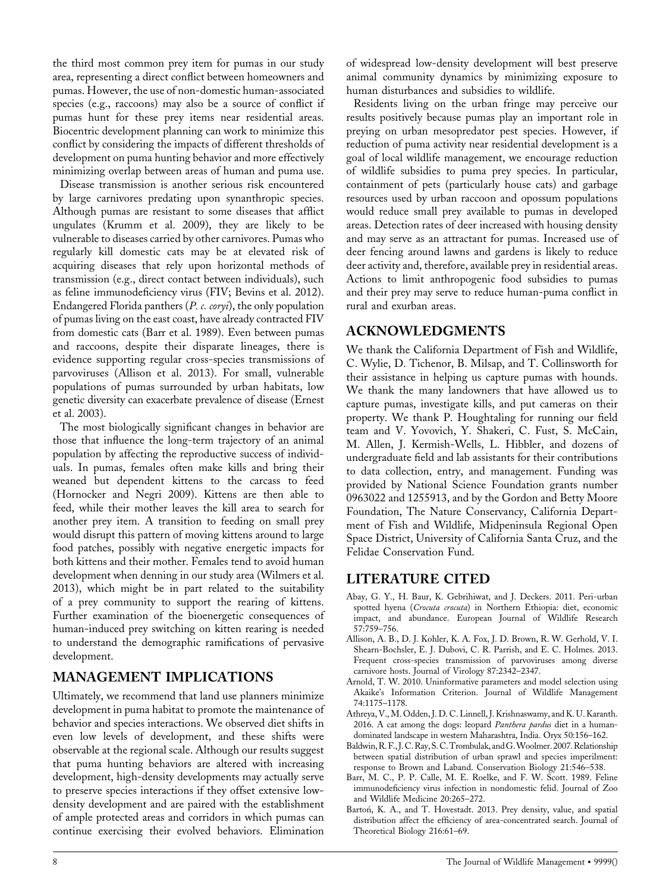the third most common prey item for pumas in our study area, representing a direct conflict between homeowners and pumas. However, the use of non-domestic human-associated species (e.g., raccoons) may also be a source of conflict if pumas hunt for these prey items near residential areas. Biocentric development planning can work to minimize this conflict by considering the impacts of different thresholds of development on puma hunting behavior and more effectively minimizing overlap between areas of human and puma use.

Disease transmission is another serious risk encountered by large carnivores predating upon synanthropic species. Although pumas are resistant to some diseases that afflict ungulates (Krumm et al. 2009), they are likely to be vulnerable to diseases carried by other carnivores. Pumas who regularly kill domestic cats may be at elevated risk of acquiring diseases that rely upon horizontal methods of transmission (e.g., direct contact between individuals), such as feline immunodeficiency virus (FIV; Bevins et al. 2012). Endangered Florida panthers (*P. c. coryi*), the only population of pumas living on the east coast, have already contracted FIV from domestic cats (Barr et al. 1989). Even between pumas and raccoons, despite their disparate lineages, there is evidence supporting regular cross-species transmissions of parvoviruses (Allison et al. 2013). For small, vulnerable populations of pumas surrounded by urban habitats, low genetic diversity can exacerbate prevalence of disease (Ernest et al. 2003).

The most biologically significant changes in behavior are those that influence the long-term trajectory of an animal population by affecting the reproductive success of individuals. In pumas, females often make kills and bring their weaned but dependent kittens to the carcass to feed (Hornocker and Negri 2009). Kittens are then able to feed, while their mother leaves the kill area to search for another prey item. A transition to feeding on small prey would disrupt this pattern of moving kittens around to large food patches, possibly with negative energetic impacts for both kittens and their mother. Females tend to avoid human development when denning in our study area (Wilmers et al. 2013), which might be in part related to the suitability of a prey community to support the rearing of kittens. Further examination of the bioenergetic consequences of human-induced prey switching on kitten rearing is needed to understand the demographic ramifications of pervasive development.

## MANAGEMENT IMPLICATIONS

Ultimately, we recommend that land use planners minimize development in puma habitat to promote the maintenance of behavior and species interactions. We observed diet shifts in even low levels of development, and these shifts were observable at the regional scale. Although our results suggest that puma hunting behaviors are altered with increasing development, high-density developments may actually serve to preserve species interactions if they offset extensive low-density development and are paired with the establishment of ample protected areas and corridors in which pumas can continue exercising their evolved behaviors. Elimination of widespread low-density development will best preserve animal community dynamics by minimizing exposure to human disturbances and subsidies to wildlife.

Residents living on the urban fringe may perceive our results positively because pumas play an important role in preying on urban mesopredator pest species. However, if reduction of puma activity near residential development is a goal of local wildlife management, we encourage reduction of wildlife subsidies to puma prey species. In particular, containment of pets (particularly house cats) and garbage resources used by urban raccoon and opossum populations would reduce small prey available to pumas in developed areas. Detection rates of deer increased with housing density and may serve as an attractant for pumas. Increased use of deer fencing around lawns and gardens is likely to reduce deer activity and, therefore, available prey in residential areas. Actions to limit anthropogenic food subsidies to pumas and their prey may serve to reduce human-puma conflict in rural and exurban areas.

## ACKNOWLEDGMENTS

We thank the California Department of Fish and Wildlife, C. Wylie, D. Tichenor, B. Milsap, and T. Collinsworth for their assistance in helping us capture pumas with hounds. We thank the many landowners that have allowed us to capture pumas, investigate kills, and put cameras on their property. We thank P. Houghtaling for running our field team and V. Yovovich, Y. Shakeri, C. Fust, S. McCain, M. Allen, J. Kermish-Wells, L. Hibbler, and dozens of undergraduate field and lab assistants for their contributions to data collection, entry, and management. Funding was provided by National Science Foundation grants number 0963022 and 1255913, and by the Gordon and Betty Moore Foundation, The Nature Conservancy, California Department of Fish and Wildlife, Midpeninsula Regional Open Space District, University of California Santa Cruz, and the Felidae Conservation Fund.

## LITERATURE CITED

Abay, G. Y., H. Baur, K. Gebrihiwat, and J. Deckers. 2011. Peri-urban spotted hyena (*Crocuta crocuta*) in Northern Ethiopia: diet, economic impact, and abundance. European Journal of Wildlife Research 57:759–756.

Allison, A. B., D. J. Kohler, K. A. Fox, J. D. Brown, R. W. Gerhold, V. I. Shearn-Bochsler, E. J. Dubovi, C. R. Parrish, and E. C. Holmes. 2013. Frequent cross-species transmission of parvoviruses among diverse carnivore hosts. Journal of Virology 87:2342–2347.

Arnold, T. W. 2010. Uninformative parameters and model selection using Akaike's Information Criterion. Journal of Wildlife Management 74:1175–1178.

Athreya, V., M. Odden, J. D. C. Linnell, J. Krishnaswamy, and K. U. Karanth. 2016. A cat among the dogs: leopard *Panthera pardus* diet in a human-dominated landscape in western Maharashtra, India. Oryx 50:156–162.

Baldwin, R. F., J. C. Ray, S. C. Trombulak, and G. Woolmer. 2007. Relationship between spatial distribution of urban sprawl and species imperilment: response to Brown and Laband. Conservation Biology 21:546–538.

Barr, M. C., P. P. Calle, M. E. Roelke, and F. W. Scott. 1989. Feline immunodeficiency virus infection in nondomestic felid. Journal of Zoo and Wildlife Medicine 20:265–272.

Bartoń, K. A., and T. Hovestadt. 2013. Prey density, value, and spatial distribution affect the efficiency of area-concentrated search. Journal of Theoretical Biology 216:61–69.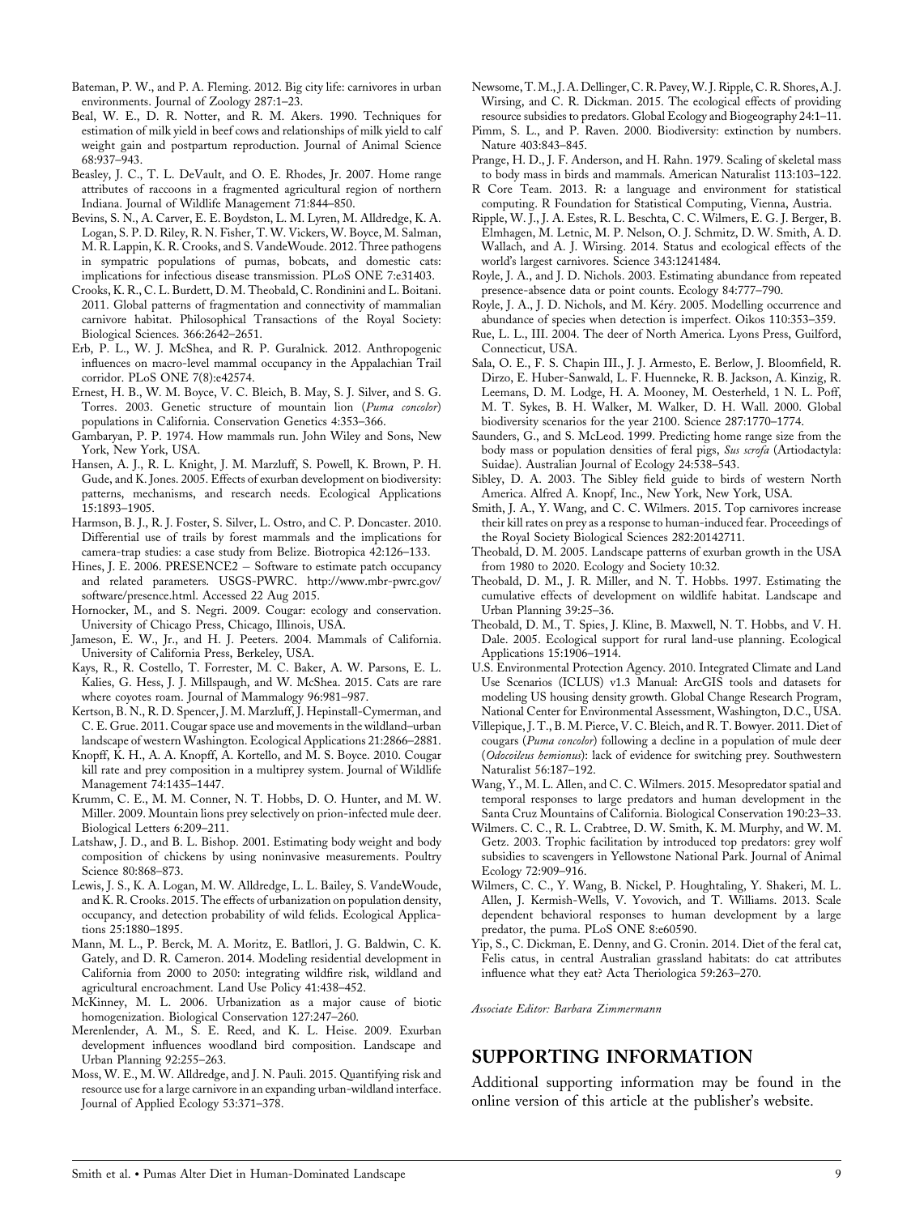Bateman, P. W., and P. A. Fleming. 2012. Big city life: carnivores in urban environments. Journal of Zoology 287:1–23.

Beal, W. E., D. R. Notter, and R. M. Akers. 1990. Techniques for estimation of milk yield in beef cows and relationships of milk yield to calf weight gain and postpartum reproduction. Journal of Animal Science 68:937–943.

Beasley, J. C., T. L. DeVault, and O. E. Rhodes, Jr. 2007. Home range attributes of raccoons in a fragmented agricultural region of northern Indiana. Journal of Wildlife Management 71:844–850.

Bevins, S. N., A. Carver, E. E. Boydston, L. M. Lyren, M. Alldredge, K. A. Logan, S. P. D. Riley, R. N. Fisher, T. W. Vickers, W. Boyce, M. Salman, M. R. Lappin, K. R. Crooks, and S. VandeWoude. 2012. Three pathogens in sympatric populations of pumas, bobcats, and domestic cats: implications for infectious disease transmission. PLoS ONE 7:e31403.

Crooks, K. R., C. L. Burdett, D. M. Theobald, C. Rondinini and L. Boitani. 2011. Global patterns of fragmentation and connectivity of mammalian carnivore habitat. Philosophical Transactions of the Royal Society: Biological Sciences. 366:2642–2651.

Erb, P. L., W. J. McShea, and R. P. Guralnick. 2012. Anthropogenic influences on macro-level mammal occupancy in the Appalachian Trail corridor. PLoS ONE 7(8):e42574.

Ernest, H. B., W. M. Boyce, V. C. Bleich, B. May, S. J. Silver, and S. G. Torres. 2003. Genetic structure of mountain lion (*Puma concolor*) populations in California. Conservation Genetics 4:353–366.

Gambaryan, P. P. 1974. How mammals run. John Wiley and Sons, New York, New York, USA.

Hansen, A. J., R. L. Knight, J. M. Marzluff, S. Powell, K. Brown, P. H. Gude, and K. Jones. 2005. Effects of exurban development on biodiversity: patterns, mechanisms, and research needs. Ecological Applications 15:1893–1905.

Harmson, B. J., R. J. Foster, S. Silver, L. Ostro, and C. P. Doncaster. 2010. Differential use of trails by forest mammals and the implications for camera-trap studies: a case study from Belize. Biotropica 42:126–133.

Hines, J. E. 2006. PRESENCE2 – Software to estimate patch occupancy and related parameters. USGS-PWRC. http://www.mbr-pwrc.gov/software/presence.html. Accessed 22 Aug 2015.

Hornocker, M., and S. Negri. 2009. Cougar: ecology and conservation. University of Chicago Press, Chicago, Illinois, USA.

Jameson, E. W., Jr., and H. J. Peeters. 2004. Mammals of California. University of California Press, Berkeley, USA.

Kays, R., R. Costello, T. Forrester, M. C. Baker, A. W. Parsons, E. L. Kalies, G. Hess, J. J. Millspaugh, and W. McShea. 2015. Cats are rare where coyotes roam. Journal of Mammalogy 96:981–987.

Kertson, B. N., R. D. Spencer, J. M. Marzluff, J. Hepinstall-Cymerman, and C. E. Grue. 2011. Cougar space use and movements in the wildland–urban landscape of western Washington. Ecological Applications 21:2866–2881.

Knopff, K. H., A. A. Knopff, A. Kortello, and M. S. Boyce. 2010. Cougar kill rate and prey composition in a multiprey system. Journal of Wildlife Management 74:1435–1447.

Krumm, C. E., M. M. Conner, N. T. Hobbs, D. O. Hunter, and M. W. Miller. 2009. Mountain lions prey selectively on prion-infected mule deer. Biological Letters 6:209–211.

Latshaw, J. D., and B. L. Bishop. 2001. Estimating body weight and body composition of chickens by using noninvasive measurements. Poultry Science 80:868–873.

Lewis, J. S., K. A. Logan, M. W. Alldredge, L. L. Bailey, S. VandeWoude, and K. R. Crooks. 2015. The effects of urbanization on population density, occupancy, and detection probability of wild felids. Ecological Applications 25:1880–1895.

Mann, M. L., P. Berck, M. A. Moritz, E. Batllori, J. G. Baldwin, C. K. Gately, and D. R. Cameron. 2014. Modeling residential development in California from 2000 to 2050: integrating wildfire risk, wildland and agricultural encroachment. Land Use Policy 41:438–452.

McKinney, M. L. 2006. Urbanization as a major cause of biotic homogenization. Biological Conservation 127:247–260.

Merenlender, A. M., S. E. Reed, and K. L. Heise. 2009. Exurban development influences woodland bird composition. Landscape and Urban Planning 92:255–263.

Moss, W. E., M. W. Alldredge, and J. N. Pauli. 2015. Quantifying risk and resource use for a large carnivore in an expanding urban-wildland interface. Journal of Applied Ecology 53:371–378.

Newsome, T. M., J. A. Dellinger, C. R. Pavey, W. J. Ripple, C. R. Shores, A. J. Wirsing, and C. R. Dickman. 2015. The ecological effects of providing resource subsidies to predators. Global Ecology and Biogeography 24:1–11.

Pimm, S. L., and P. Raven. 2000. Biodiversity: extinction by numbers. Nature 403:843–845.

Prange, H. D., J. F. Anderson, and H. Rahn. 1979. Scaling of skeletal mass to body mass in birds and mammals. American Naturalist 113:103–122.

R Core Team. 2013. R: a language and environment for statistical computing. R Foundation for Statistical Computing, Vienna, Austria.

Ripple, W. J., J. A. Estes, R. L. Beschta, C. C. Wilmers, E. G. J. Berger, B. Elmhagen, M. Letnic, M. P. Nelson, O. J. Schmitz, D. W. Smith, A. D. Wallach, and A. J. Wirsing. 2014. Status and ecological effects of the world's largest carnivores. Science 343:1241484.

Royle, J. A., and J. D. Nichols. 2003. Estimating abundance from repeated presence-absence data or point counts. Ecology 84:777–790.

Royle, J. A., J. D. Nichols, and M. Kéry. 2005. Modelling occurrence and abundance of species when detection is imperfect. Oikos 110:353–359.

Rue, L. L., III. 2004. The deer of North America. Lyons Press, Guilford, Connecticut, USA.

Sala, O. E., F. S. Chapin III., J. J. Armesto, E. Berlow, J. Bloomfield, R. Dirzo, E. Huber-Sanwald, L. F. Huenneke, R. B. Jackson, A. Kinzig, R. Leemans, D. M. Lodge, H. A. Mooney, M. Oesterheld, 1 N. L. Poff, M. T. Sykes, B. H. Walker, M. Walker, D. H. Wall. 2000. Global biodiversity scenarios for the year 2100. Science 287:1770–1774.

Saunders, G., and S. McLeod. 1999. Predicting home range size from the body mass or population densities of feral pigs, *Sus scrofa* (Artiodactyla: Suidae). Australian Journal of Ecology 24:538–543.

Sibley, D. A. 2003. The Sibley field guide to birds of western North America. Alfred A. Knopf, Inc., New York, New York, USA.

Smith, J. A., Y. Wang, and C. C. Wilmers. 2015. Top carnivores increase their kill rates on prey as a response to human-induced fear. Proceedings of the Royal Society Biological Sciences 282:20142711.

Theobald, D. M. 2005. Landscape patterns of exurban growth in the USA from 1980 to 2020. Ecology and Society 10:32.

Theobald, D. M., J. R. Miller, and N. T. Hobbs. 1997. Estimating the cumulative effects of development on wildlife habitat. Landscape and Urban Planning 39:25–36.

Theobald, D. M., T. Spies, J. Kline, B. Maxwell, N. T. Hobbs, and V. H. Dale. 2005. Ecological support for rural land-use planning. Ecological Applications 15:1906–1914.

U.S. Environmental Protection Agency. 2010. Integrated Climate and Land Use Scenarios (ICLUS) v1.3 Manual: ArcGIS tools and datasets for modeling US housing density growth. Global Change Research Program, National Center for Environmental Assessment, Washington, D.C., USA.

Villepique, J. T., B. M. Pierce, V. C. Bleich, and R. T. Bowyer. 2011. Diet of cougars (*Puma concolor*) following a decline in a population of mule deer (*Odocoileus hemionus*): lack of evidence for switching prey. Southwestern Naturalist 56:187–192.

Wang, Y., M. L. Allen, and C. C. Wilmers. 2015. Mesopredator spatial and temporal responses to large predators and human development in the Santa Cruz Mountains of California. Biological Conservation 190:23–33.

Wilmers. C. C., R. L. Crabtree, D. W. Smith, K. M. Murphy, and W. M. Getz. 2003. Trophic facilitation by introduced top predators: grey wolf subsidies to scavengers in Yellowstone National Park. Journal of Animal Ecology 72:909–916.

Wilmers, C. C., Y. Wang, B. Nickel, P. Houghtaling, Y. Shakeri, M. L. Allen, J. Kermish-Wells, V. Yovovich, and T. Williams. 2013. Scale dependent behavioral responses to human development by a large predator, the puma. PLoS ONE 8:e60590.

Yip, S., C. Dickman, E. Denny, and G. Cronin. 2014. Diet of the feral cat, Felis catus, in central Australian grassland habitats: do cat attributes influence what they eat? Acta Theriologica 59:263–270.

*Associate Editor: Barbara Zimmermann*

## SUPPORTING INFORMATION

Additional supporting information may be found in the online version of this article at the publisher's website.